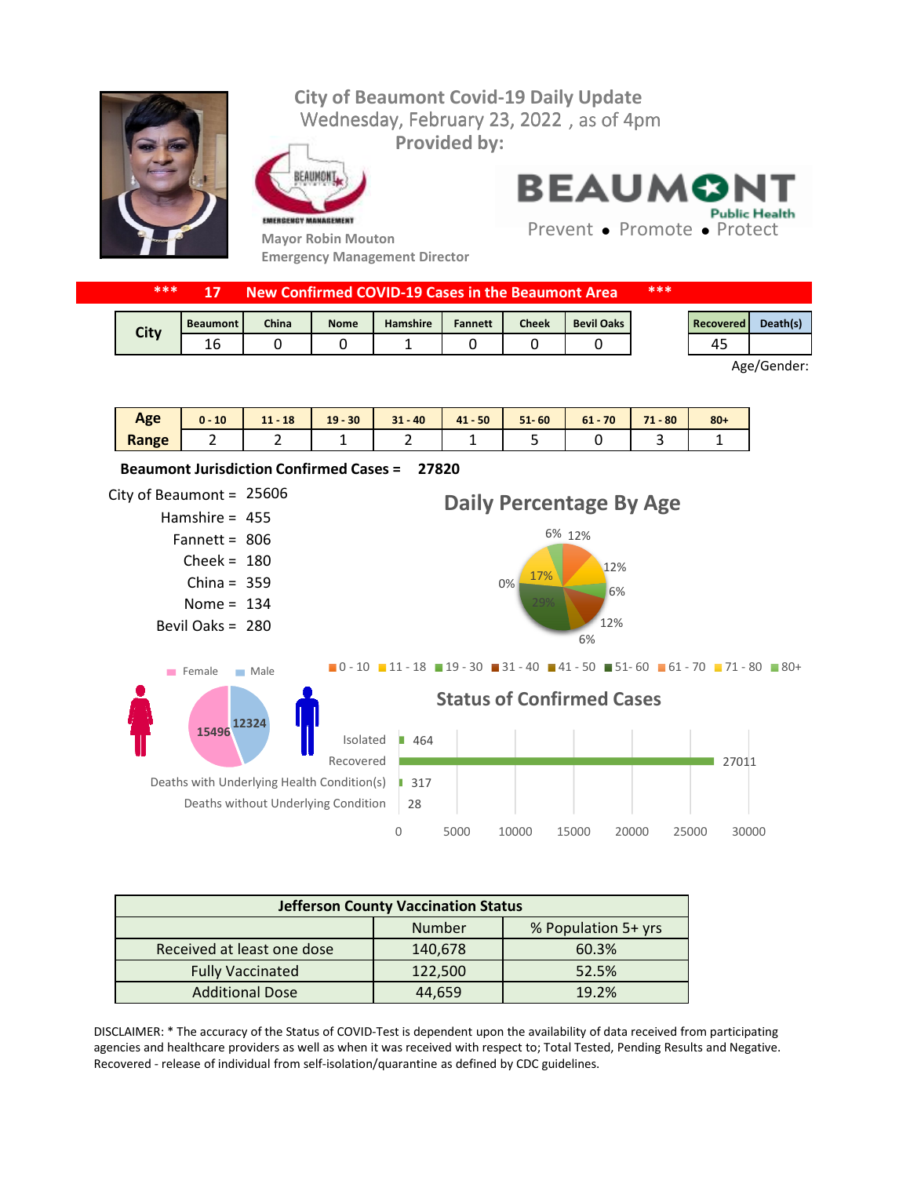# City of Beaumont Covid-19 Daily Update

Wednesday, February 23, 2022 , as of 4pm

**Provided by:**

**Mayor Robin Mouton**

**Emergency Management Director**

BEAUMONT Public Health

Prevent • Promote • Protect

**\*\*\* 17 New Confirmed COVID-19 Cases in the Beaumont Area \*\*\***

| City | Beaumont | China | Nome | Hamshire | Fannett | Cheek | Bevil Oaks |
|---|---|---|---|---|---|---|---|
| | 16 | 0 | 0 | 1 | 0 | 0 | 0 |

| Recovered | Death(s) |
|---|---|
| 45 | |

Age/Gender:

| Age Range | 0 - 10 | 11 - 18 | 19 - 30 | 31 - 40 | 41 - 50 | 51- 60 | 61 - 70 | 71 - 80 | 80+ |
|---|---|---|---|---|---|---|---|---|---|
| | 2 | 2 | 1 | 2 | 1 | 5 | 0 | 3 | 1 |

**Beaumont Jurisdiction Confirmed Cases = 27820**

City of Beaumont = 25606
Hamshire = 455
Fannett = 806
Cheek = 180
China = 359
Nome = 134
Bevil Oaks = 280

## Daily Percentage By Age

6% 12% 12% 6% 12% 6% 29% 0% 17%

0 - 10 | 11 - 18 | 19 - 30 | 31 - 40 | 41 - 50 | 51- 60 | 61 - 70 | 71 - 80 | 80+

Female: 15496
Male: 12324

## Status of Confirmed Cases

| Status | Number |
|---|---|
| Isolated | 464 |
| Recovered | 27011 |
| Deaths with Underlying Health Condition(s) | 317 |
| Deaths without Underlying Condition | 28 |

| Jefferson County Vaccination Status | | |
|---|---|---|
| | Number | % Population 5+ yrs |
| Received at least one dose | 140,678 | 60.3% |
| Fully Vaccinated | 122,500 | 52.5% |
| Additional Dose | 44,659 | 19.2% |

DISCLAIMER: * The accuracy of the Status of COVID-Test is dependent upon the availability of data received from participating agencies and healthcare providers as well as when it was received with respect to; Total Tested, Pending Results and Negative. Recovered - release of individual from self-isolation/quarantine as defined by CDC guidelines.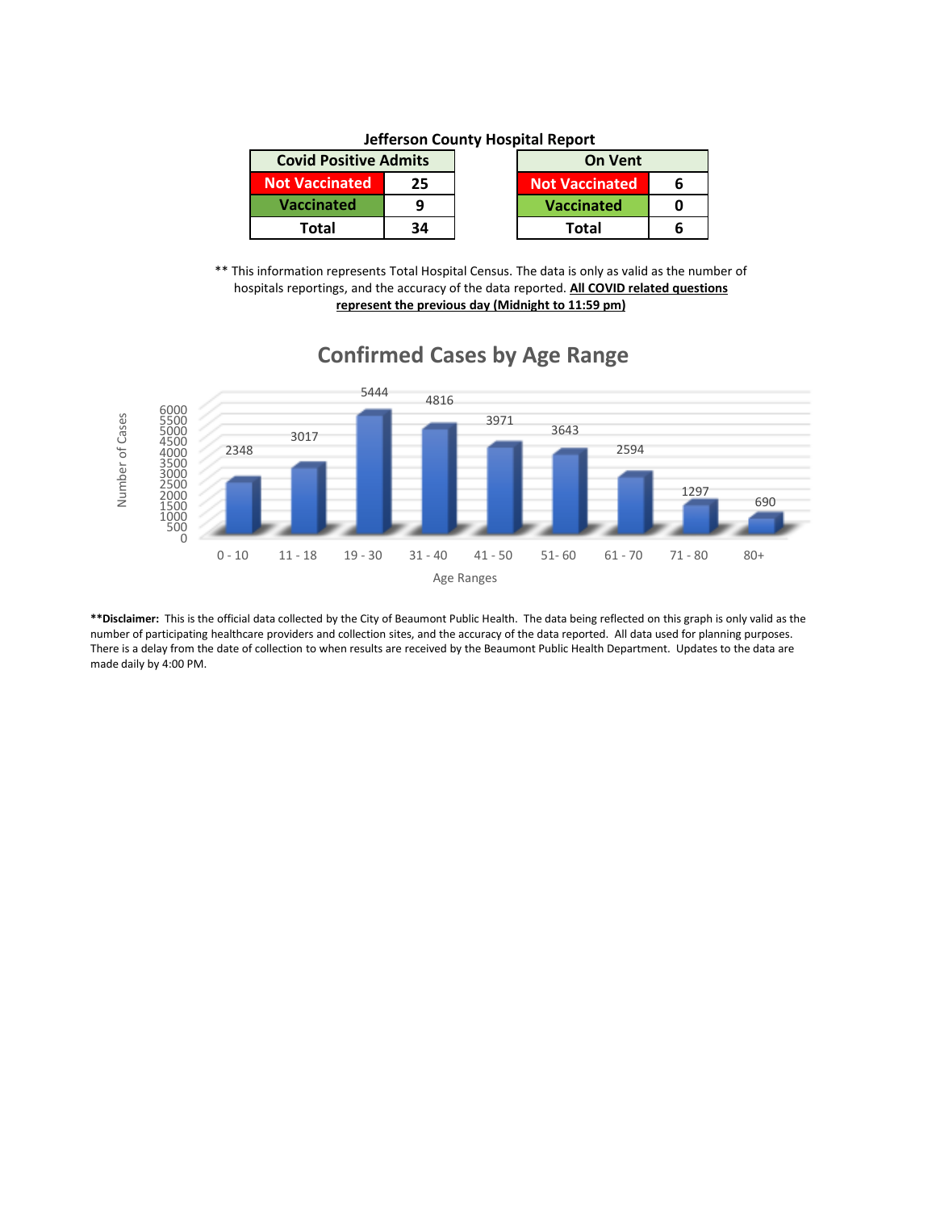## Jefferson County Hospital Report

| Covid Positive Admits | |
|---|---|
| Not Vaccinated | 25 |
| Vaccinated | 9 |
| Total | 34 |

| On Vent | |
|---|---|
| Not Vaccinated | 6 |
| Vaccinated | 0 |
| Total | 6 |

** This information represents Total Hospital Census. The data is only as valid as the number of hospitals reportings, and the accuracy of the data reported. **All COVID related questions represent the previous day (Midnight to 11:59 pm)**

## Confirmed Cases by Age Range

Number of Cases

6000
5500
5000
4500
4000
3500
3000
2500
2000
1500
1000
500
0

2348
3017
5444
4816
3971
3643
2594
1297
690

0 - 10
11 - 18
19 - 30
31 - 40
41 - 50
51- 60
61 - 70
71 - 80
80+

Age Ranges

****Disclaimer:** This is the official data collected by the City of Beaumont Public Health. The data being reflected on this graph is only valid as the number of participating healthcare providers and collection sites, and the accuracy of the data reported. All data used for planning purposes. There is a delay from the date of collection to when results are received by the Beaumont Public Health Department. Updates to the data are made daily by 4:00 PM.